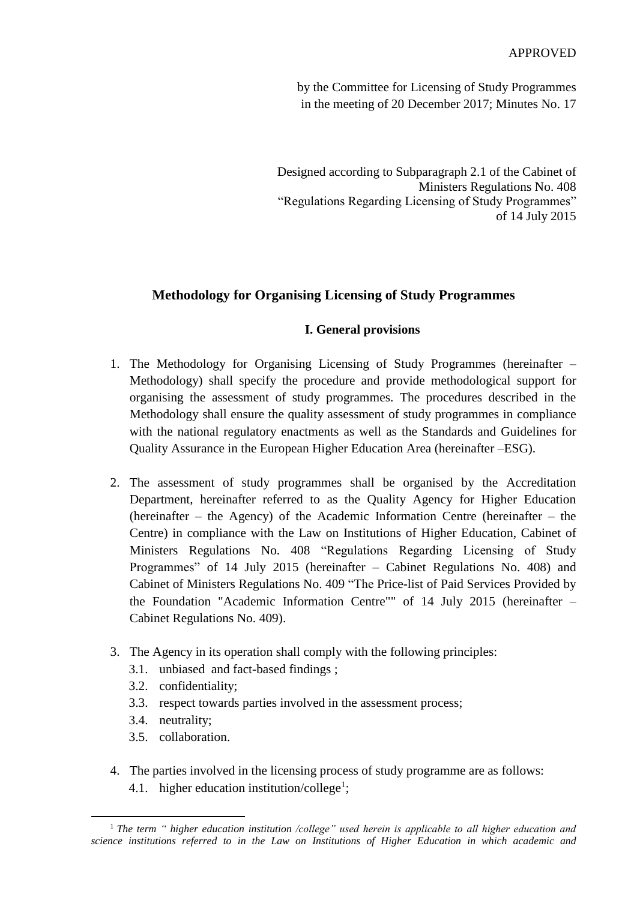APPROVED

by the Committee for Licensing of Study Programmes
in the meeting of 20 December 2017; Minutes No. 17

Designed according to Subparagraph 2.1 of the Cabinet of Ministers Regulations No. 408 "Regulations Regarding Licensing of Study Programmes" of 14 July 2015

## Methodology for Organising Licensing of Study Programmes

### I. General provisions

1. The Methodology for Organising Licensing of Study Programmes (hereinafter – Methodology) shall specify the procedure and provide methodological support for organising the assessment of study programmes. The procedures described in the Methodology shall ensure the quality assessment of study programmes in compliance with the national regulatory enactments as well as the Standards and Guidelines for Quality Assurance in the European Higher Education Area (hereinafter –ESG).

2. The assessment of study programmes shall be organised by the Accreditation Department, hereinafter referred to as the Quality Agency for Higher Education (hereinafter – the Agency) of the Academic Information Centre (hereinafter – the Centre) in compliance with the Law on Institutions of Higher Education, Cabinet of Ministers Regulations No. 408 "Regulations Regarding Licensing of Study Programmes" of 14 July 2015 (hereinafter – Cabinet Regulations No. 408) and Cabinet of Ministers Regulations No. 409 "The Price-list of Paid Services Provided by the Foundation "Academic Information Centre"" of 14 July 2015 (hereinafter – Cabinet Regulations No. 409).

3. The Agency in its operation shall comply with the following principles:
   3.1. unbiased and fact-based findings ;
   3.2. confidentiality;
   3.3. respect towards parties involved in the assessment process;
   3.4. neutrality;
   3.5. collaboration.

4. The parties involved in the licensing process of study programme are as follows:
   4.1. higher education institution/college[1];

[1] *The term " higher education institution /college" used herein is applicable to all higher education and science institutions referred to in the Law on Institutions of Higher Education in which academic and*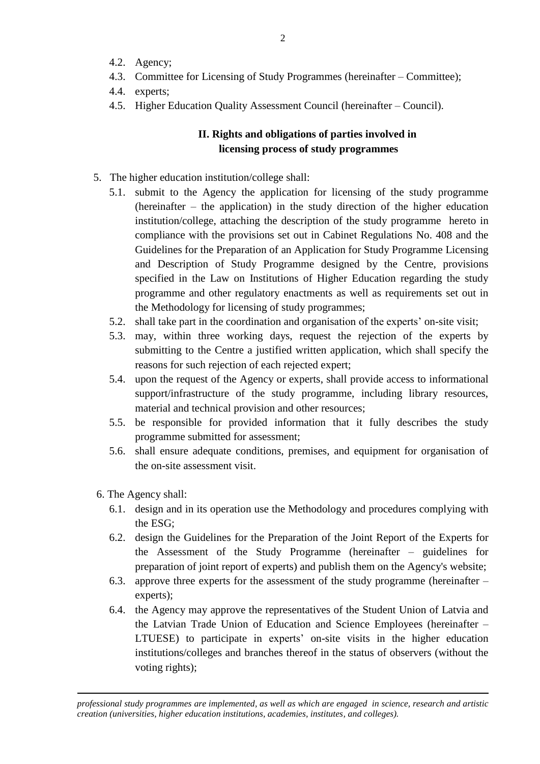4.2. Agency;
4.3. Committee for Licensing of Study Programmes (hereinafter – Committee);
4.4. experts;
4.5. Higher Education Quality Assessment Council (hereinafter – Council).

## II. Rights and obligations of parties involved in licensing process of study programmes

5. The higher education institution/college shall:
   5.1. submit to the Agency the application for licensing of the study programme (hereinafter – the application) in the study direction of the higher education institution/college, attaching the description of the study programme hereto in compliance with the provisions set out in Cabinet Regulations No. 408 and the Guidelines for the Preparation of an Application for Study Programme Licensing and Description of Study Programme designed by the Centre, provisions specified in the Law on Institutions of Higher Education regarding the study programme and other regulatory enactments as well as requirements set out in the Methodology for licensing of study programmes;
   5.2. shall take part in the coordination and organisation of the experts' on-site visit;
   5.3. may, within three working days, request the rejection of the experts by submitting to the Centre a justified written application, which shall specify the reasons for such rejection of each rejected expert;
   5.4. upon the request of the Agency or experts, shall provide access to informational support/infrastructure of the study programme, including library resources, material and technical provision and other resources;
   5.5. be responsible for provided information that it fully describes the study programme submitted for assessment;
   5.6. shall ensure adequate conditions, premises, and equipment for organisation of the on-site assessment visit.

6. The Agency shall:
   6.1. design and in its operation use the Methodology and procedures complying with the ESG;
   6.2. design the Guidelines for the Preparation of the Joint Report of the Experts for the Assessment of the Study Programme (hereinafter – guidelines for preparation of joint report of experts) and publish them on the Agency's website;
   6.3. approve three experts for the assessment of the study programme (hereinafter – experts);
   6.4. the Agency may approve the representatives of the Student Union of Latvia and the Latvian Trade Union of Education and Science Employees (hereinafter – LTUESE) to participate in experts' on-site visits in the higher education institutions/colleges and branches thereof in the status of observers (without the voting rights);

*professional study programmes are implemented, as well as which are engaged in science, research and artistic creation (universities, higher education institutions, academies, institutes, and colleges).*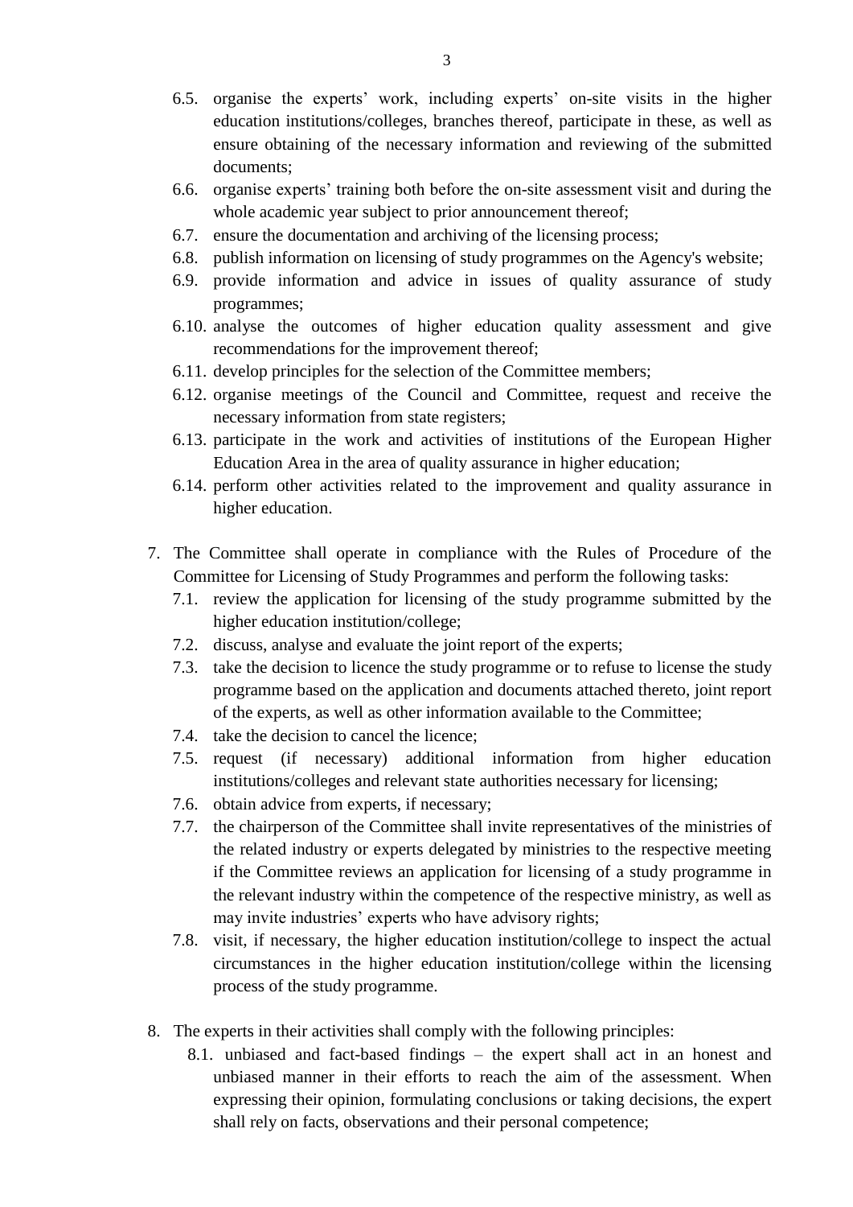6.5. organise the experts' work, including experts' on-site visits in the higher education institutions/colleges, branches thereof, participate in these, as well as ensure obtaining of the necessary information and reviewing of the submitted documents;

6.6. organise experts' training both before the on-site assessment visit and during the whole academic year subject to prior announcement thereof;

6.7. ensure the documentation and archiving of the licensing process;

6.8. publish information on licensing of study programmes on the Agency's website;

6.9. provide information and advice in issues of quality assurance of study programmes;

6.10. analyse the outcomes of higher education quality assessment and give recommendations for the improvement thereof;

6.11. develop principles for the selection of the Committee members;

6.12. organise meetings of the Council and Committee, request and receive the necessary information from state registers;

6.13. participate in the work and activities of institutions of the European Higher Education Area in the area of quality assurance in higher education;

6.14. perform other activities related to the improvement and quality assurance in higher education.

7. The Committee shall operate in compliance with the Rules of Procedure of the Committee for Licensing of Study Programmes and perform the following tasks:

 7.1. review the application for licensing of the study programme submitted by the higher education institution/college;

 7.2. discuss, analyse and evaluate the joint report of the experts;

 7.3. take the decision to licence the study programme or to refuse to license the study programme based on the application and documents attached thereto, joint report of the experts, as well as other information available to the Committee;

 7.4. take the decision to cancel the licence;

 7.5. request (if necessary) additional information from higher education institutions/colleges and relevant state authorities necessary for licensing;

 7.6. obtain advice from experts, if necessary;

 7.7. the chairperson of the Committee shall invite representatives of the ministries of the related industry or experts delegated by ministries to the respective meeting if the Committee reviews an application for licensing of a study programme in the relevant industry within the competence of the respective ministry, as well as may invite industries' experts who have advisory rights;

 7.8. visit, if necessary, the higher education institution/college to inspect the actual circumstances in the higher education institution/college within the licensing process of the study programme.

8. The experts in their activities shall comply with the following principles:

 8.1. unbiased and fact-based findings – the expert shall act in an honest and unbiased manner in their efforts to reach the aim of the assessment. When expressing their opinion, formulating conclusions or taking decisions, the expert shall rely on facts, observations and their personal competence;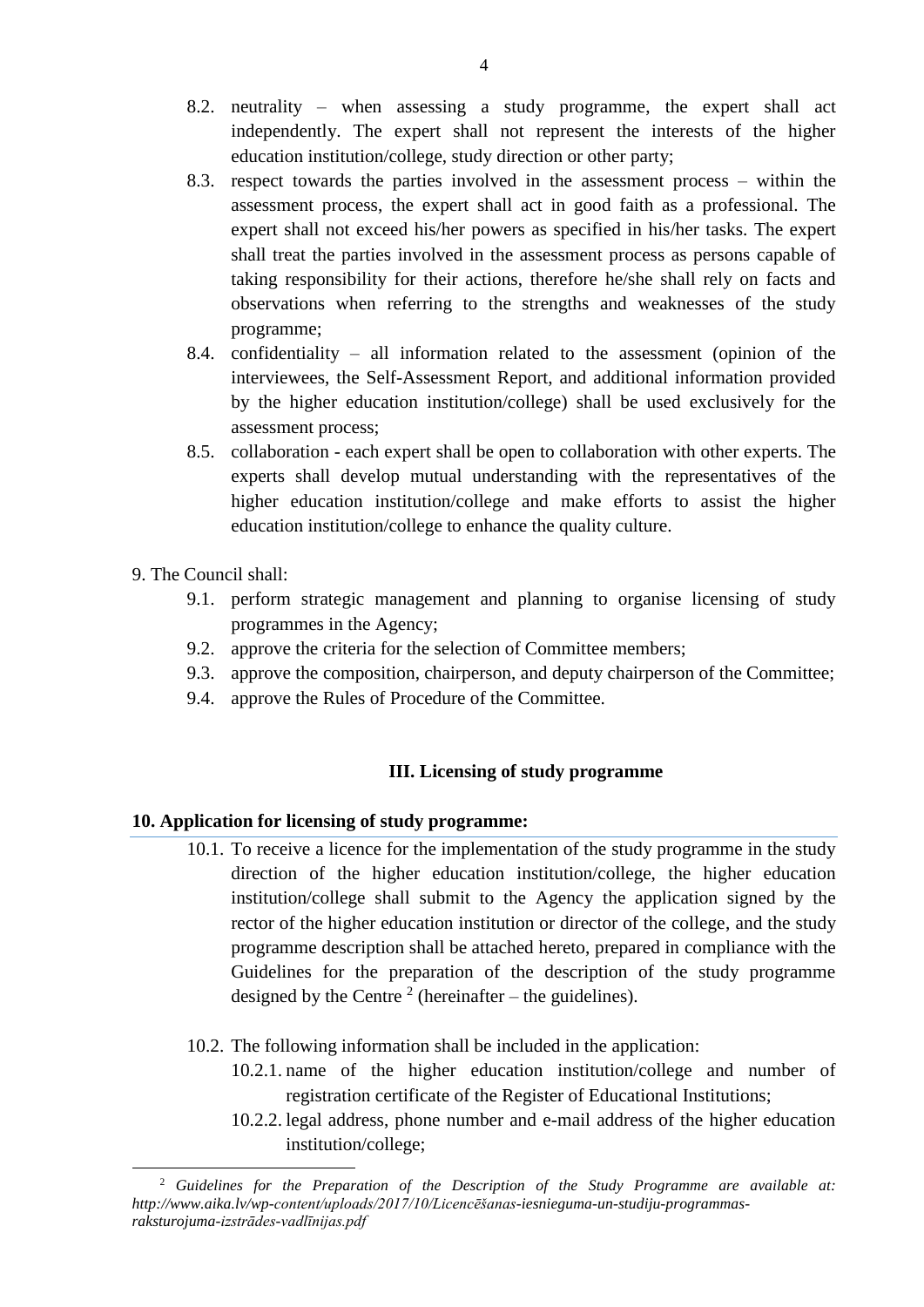8.2. neutrality – when assessing a study programme, the expert shall act independently. The expert shall not represent the interests of the higher education institution/college, study direction or other party;

8.3. respect towards the parties involved in the assessment process – within the assessment process, the expert shall act in good faith as a professional. The expert shall not exceed his/her powers as specified in his/her tasks. The expert shall treat the parties involved in the assessment process as persons capable of taking responsibility for their actions, therefore he/she shall rely on facts and observations when referring to the strengths and weaknesses of the study programme;

8.4. confidentiality – all information related to the assessment (opinion of the interviewees, the Self-Assessment Report, and additional information provided by the higher education institution/college) shall be used exclusively for the assessment process;

8.5. collaboration - each expert shall be open to collaboration with other experts. The experts shall develop mutual understanding with the representatives of the higher education institution/college and make efforts to assist the higher education institution/college to enhance the quality culture.

9. The Council shall:

9.1. perform strategic management and planning to organise licensing of study programmes in the Agency;

9.2. approve the criteria for the selection of Committee members;

9.3. approve the composition, chairperson, and deputy chairperson of the Committee;

9.4. approve the Rules of Procedure of the Committee.

### III. Licensing of study programme

**10. Application for licensing of study programme:**

10.1. To receive a licence for the implementation of the study programme in the study direction of the higher education institution/college, the higher education institution/college shall submit to the Agency the application signed by the rector of the higher education institution or director of the college, and the study programme description shall be attached hereto, prepared in compliance with the Guidelines for the preparation of the description of the study programme designed by the Centre [2] (hereinafter – the guidelines).

10.2. The following information shall be included in the application:

10.2.1. name of the higher education institution/college and number of registration certificate of the Register of Educational Institutions;

10.2.2. legal address, phone number and e-mail address of the higher education institution/college;

---

[2] *Guidelines for the Preparation of the Description of the Study Programme are available at: http://www.aika.lv/wp-content/uploads/2017/10/Licencēšanas-iesnieguma-un-studiju-programmas-raksturojuma-izstrādes-vadlīnijas.pdf*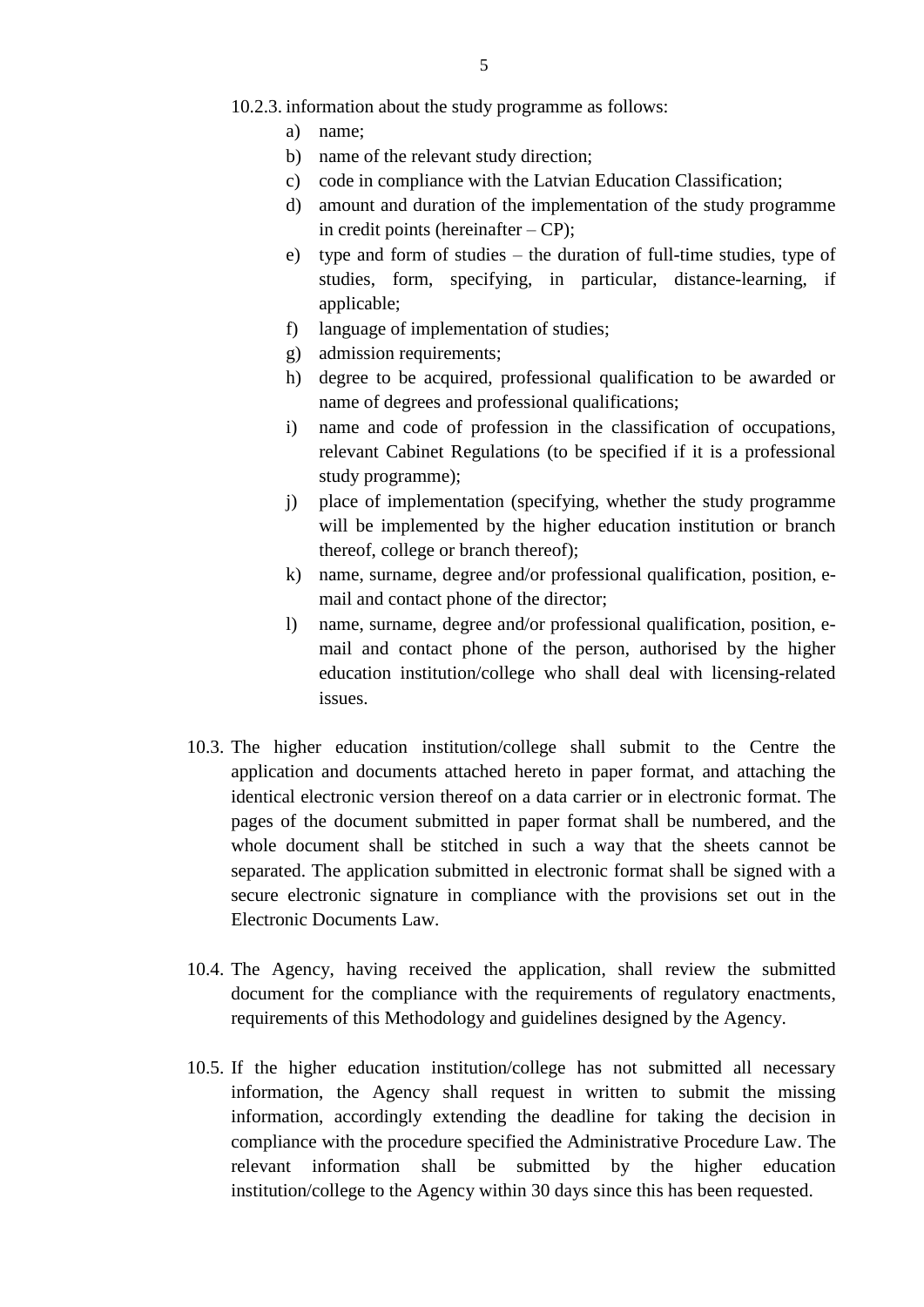10.2.3. information about the study programme as follows:

a) name;
b) name of the relevant study direction;
c) code in compliance with the Latvian Education Classification;
d) amount and duration of the implementation of the study programme in credit points (hereinafter – CP);
e) type and form of studies – the duration of full-time studies, type of studies, form, specifying, in particular, distance-learning, if applicable;
f) language of implementation of studies;
g) admission requirements;
h) degree to be acquired, professional qualification to be awarded or name of degrees and professional qualifications;
i) name and code of profession in the classification of occupations, relevant Cabinet Regulations (to be specified if it is a professional study programme);
j) place of implementation (specifying, whether the study programme will be implemented by the higher education institution or branch thereof, college or branch thereof);
k) name, surname, degree and/or professional qualification, position, e-mail and contact phone of the director;
l) name, surname, degree and/or professional qualification, position, e-mail and contact phone of the person, authorised by the higher education institution/college who shall deal with licensing-related issues.

10.3. The higher education institution/college shall submit to the Centre the application and documents attached hereto in paper format, and attaching the identical electronic version thereof on a data carrier or in electronic format. The pages of the document submitted in paper format shall be numbered, and the whole document shall be stitched in such a way that the sheets cannot be separated. The application submitted in electronic format shall be signed with a secure electronic signature in compliance with the provisions set out in the Electronic Documents Law.

10.4. The Agency, having received the application, shall review the submitted document for the compliance with the requirements of regulatory enactments, requirements of this Methodology and guidelines designed by the Agency.

10.5. If the higher education institution/college has not submitted all necessary information, the Agency shall request in written to submit the missing information, accordingly extending the deadline for taking the decision in compliance with the procedure specified the Administrative Procedure Law. The relevant information shall be submitted by the higher education institution/college to the Agency within 30 days since this has been requested.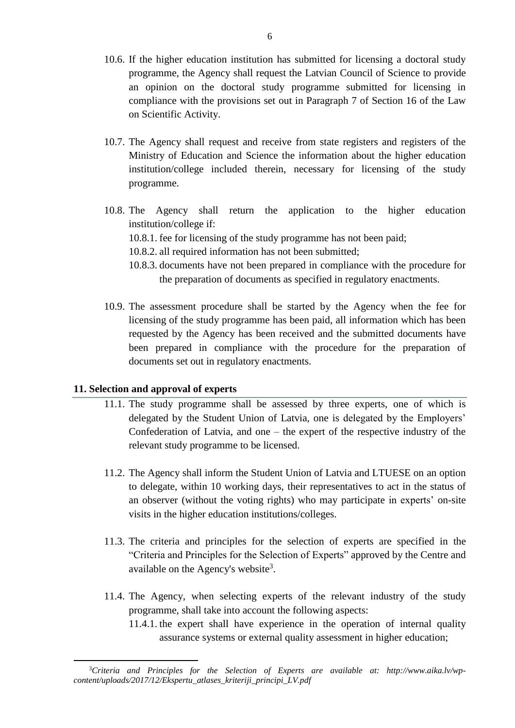10.6. If the higher education institution has submitted for licensing a doctoral study programme, the Agency shall request the Latvian Council of Science to provide an opinion on the doctoral study programme submitted for licensing in compliance with the provisions set out in Paragraph 7 of Section 16 of the Law on Scientific Activity.

10.7. The Agency shall request and receive from state registers and registers of the Ministry of Education and Science the information about the higher education institution/college included therein, necessary for licensing of the study programme.

10.8. The Agency shall return the application to the higher education institution/college if:

- 10.8.1. fee for licensing of the study programme has not been paid;
- 10.8.2. all required information has not been submitted;
- 10.8.3. documents have not been prepared in compliance with the procedure for the preparation of documents as specified in regulatory enactments.

10.9. The assessment procedure shall be started by the Agency when the fee for licensing of the study programme has been paid, all information which has been requested by the Agency has been received and the submitted documents have been prepared in compliance with the procedure for the preparation of documents set out in regulatory enactments.

## 11. Selection and approval of experts

11.1. The study programme shall be assessed by three experts, one of which is delegated by the Student Union of Latvia, one is delegated by the Employers' Confederation of Latvia, and one – the expert of the respective industry of the relevant study programme to be licensed.

11.2. The Agency shall inform the Student Union of Latvia and LTUESE on an option to delegate, within 10 working days, their representatives to act in the status of an observer (without the voting rights) who may participate in experts' on-site visits in the higher education institutions/colleges.

11.3. The criteria and principles for the selection of experts are specified in the "Criteria and Principles for the Selection of Experts" approved by the Centre and available on the Agency's website[3].

11.4. The Agency, when selecting experts of the relevant industry of the study programme, shall take into account the following aspects:

- 11.4.1. the expert shall have experience in the operation of internal quality assurance systems or external quality assessment in higher education;

---

[3]*Criteria and Principles for the Selection of Experts are available at: http://www.aika.lv/wp-content/uploads/2017/12/Ekspertu_atlases_kriteriji_principi_LV.pdf*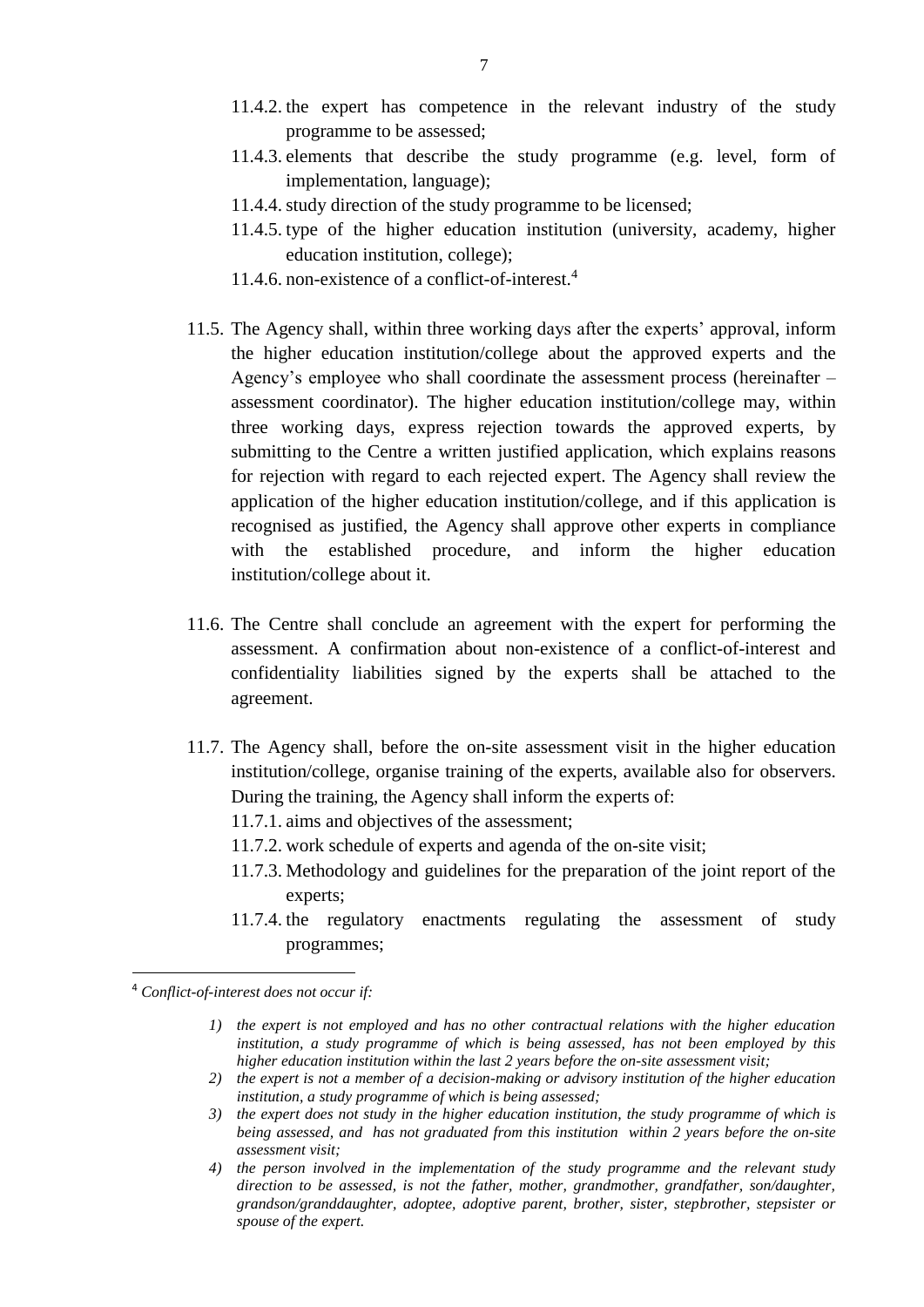11.4.2. the expert has competence in the relevant industry of the study programme to be assessed;

11.4.3. elements that describe the study programme (e.g. level, form of implementation, language);

11.4.4. study direction of the study programme to be licensed;

11.4.5. type of the higher education institution (university, academy, higher education institution, college);

11.4.6. non-existence of a conflict-of-interest.[4]

11.5. The Agency shall, within three working days after the experts' approval, inform the higher education institution/college about the approved experts and the Agency's employee who shall coordinate the assessment process (hereinafter – assessment coordinator). The higher education institution/college may, within three working days, express rejection towards the approved experts, by submitting to the Centre a written justified application, which explains reasons for rejection with regard to each rejected expert. The Agency shall review the application of the higher education institution/college, and if this application is recognised as justified, the Agency shall approve other experts in compliance with the established procedure, and inform the higher education institution/college about it.

11.6. The Centre shall conclude an agreement with the expert for performing the assessment. A confirmation about non-existence of a conflict-of-interest and confidentiality liabilities signed by the experts shall be attached to the agreement.

11.7. The Agency shall, before the on-site assessment visit in the higher education institution/college, organise training of the experts, available also for observers. During the training, the Agency shall inform the experts of:

11.7.1. aims and objectives of the assessment;

11.7.2. work schedule of experts and agenda of the on-site visit;

11.7.3. Methodology and guidelines for the preparation of the joint report of the experts;

11.7.4. the regulatory enactments regulating the assessment of study programmes;

---

[4] *Conflict-of-interest does not occur if:*

1) *the expert is not employed and has no other contractual relations with the higher education institution, a study programme of which is being assessed, has not been employed by this higher education institution within the last 2 years before the on-site assessment visit;*
2) *the expert is not a member of a decision-making or advisory institution of the higher education institution, a study programme of which is being assessed;*
3) *the expert does not study in the higher education institution, the study programme of which is being assessed, and has not graduated from this institution within 2 years before the on-site assessment visit;*
4) *the person involved in the implementation of the study programme and the relevant study direction to be assessed, is not the father, mother, grandmother, grandfather, son/daughter, grandson/granddaughter, adoptee, adoptive parent, brother, sister, stepbrother, stepsister or spouse of the expert.*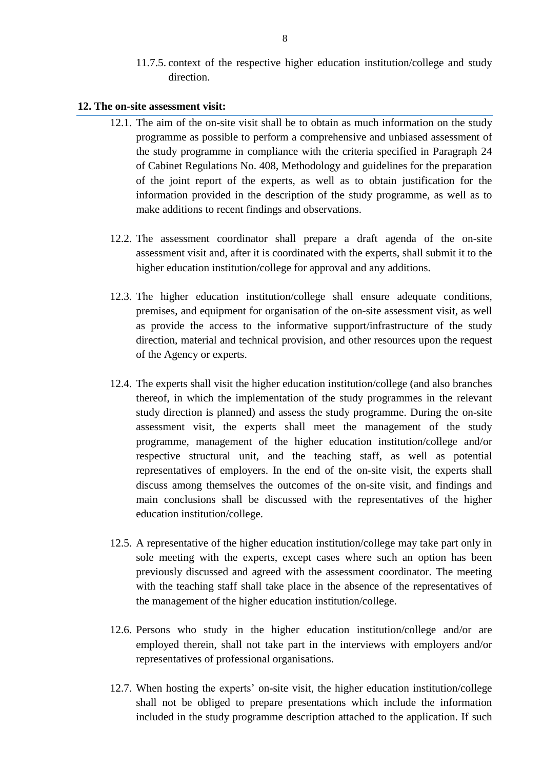11.7.5. context of the respective higher education institution/college and study direction.

**12. The on-site assessment visit:**

12.1. The aim of the on-site visit shall be to obtain as much information on the study programme as possible to perform a comprehensive and unbiased assessment of the study programme in compliance with the criteria specified in Paragraph 24 of Cabinet Regulations No. 408, Methodology and guidelines for the preparation of the joint report of the experts, as well as to obtain justification for the information provided in the description of the study programme, as well as to make additions to recent findings and observations.

12.2. The assessment coordinator shall prepare a draft agenda of the on-site assessment visit and, after it is coordinated with the experts, shall submit it to the higher education institution/college for approval and any additions.

12.3. The higher education institution/college shall ensure adequate conditions, premises, and equipment for organisation of the on-site assessment visit, as well as provide the access to the informative support/infrastructure of the study direction, material and technical provision, and other resources upon the request of the Agency or experts.

12.4. The experts shall visit the higher education institution/college (and also branches thereof, in which the implementation of the study programmes in the relevant study direction is planned) and assess the study programme. During the on-site assessment visit, the experts shall meet the management of the study programme, management of the higher education institution/college and/or respective structural unit, and the teaching staff, as well as potential representatives of employers. In the end of the on-site visit, the experts shall discuss among themselves the outcomes of the on-site visit, and findings and main conclusions shall be discussed with the representatives of the higher education institution/college.

12.5. A representative of the higher education institution/college may take part only in sole meeting with the experts, except cases where such an option has been previously discussed and agreed with the assessment coordinator. The meeting with the teaching staff shall take place in the absence of the representatives of the management of the higher education institution/college.

12.6. Persons who study in the higher education institution/college and/or are employed therein, shall not take part in the interviews with employers and/or representatives of professional organisations.

12.7. When hosting the experts' on-site visit, the higher education institution/college shall not be obliged to prepare presentations which include the information included in the study programme description attached to the application. If such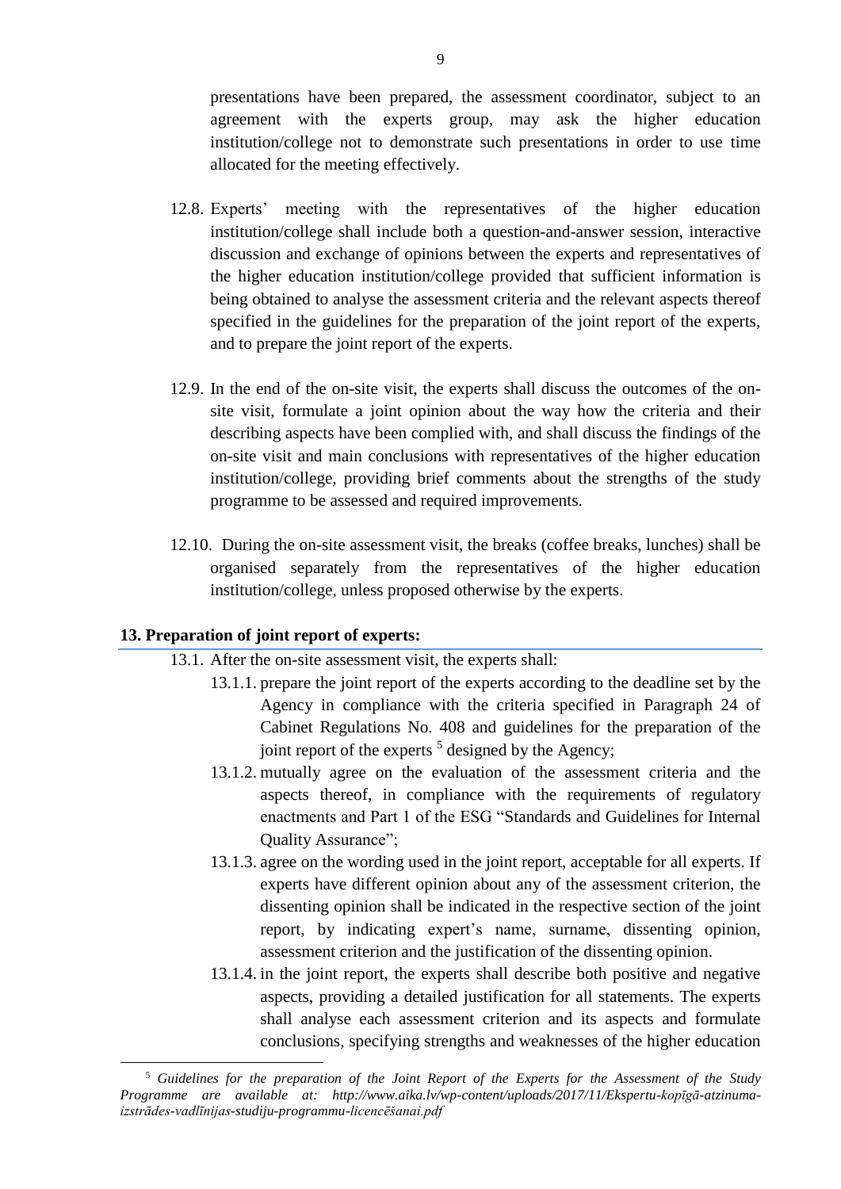presentations have been prepared, the assessment coordinator, subject to an agreement with the experts group, may ask the higher education institution/college not to demonstrate such presentations in order to use time allocated for the meeting effectively.

12.8. Experts' meeting with the representatives of the higher education institution/college shall include both a question-and-answer session, interactive discussion and exchange of opinions between the experts and representatives of the higher education institution/college provided that sufficient information is being obtained to analyse the assessment criteria and the relevant aspects thereof specified in the guidelines for the preparation of the joint report of the experts, and to prepare the joint report of the experts.

12.9. In the end of the on-site visit, the experts shall discuss the outcomes of the on-site visit, formulate a joint opinion about the way how the criteria and their describing aspects have been complied with, and shall discuss the findings of the on-site visit and main conclusions with representatives of the higher education institution/college, providing brief comments about the strengths of the study programme to be assessed and required improvements.

12.10. During the on-site assessment visit, the breaks (coffee breaks, lunches) shall be organised separately from the representatives of the higher education institution/college, unless proposed otherwise by the experts.

## 13. Preparation of joint report of experts:

13.1. After the on-site assessment visit, the experts shall:

13.1.1. prepare the joint report of the experts according to the deadline set by the Agency in compliance with the criteria specified in Paragraph 24 of Cabinet Regulations No. 408 and guidelines for the preparation of the joint report of the experts [5] designed by the Agency;

13.1.2. mutually agree on the evaluation of the assessment criteria and the aspects thereof, in compliance with the requirements of regulatory enactments and Part 1 of the ESG "Standards and Guidelines for Internal Quality Assurance";

13.1.3. agree on the wording used in the joint report, acceptable for all experts. If experts have different opinion about any of the assessment criterion, the dissenting opinion shall be indicated in the respective section of the joint report, by indicating expert's name, surname, dissenting opinion, assessment criterion and the justification of the dissenting opinion.

13.1.4. in the joint report, the experts shall describe both positive and negative aspects, providing a detailed justification for all statements. The experts shall analyse each assessment criterion and its aspects and formulate conclusions, specifying strengths and weaknesses of the higher education

---

[5] *Guidelines for the preparation of the Joint Report of the Experts for the Assessment of the Study Programme are available at: http://www.aika.lv/wp-content/uploads/2017/11/Ekspertu-kopīgā-atzinuma-izstrādes-vadlīnijas-studiju-programmu-licencēšanai.pdf*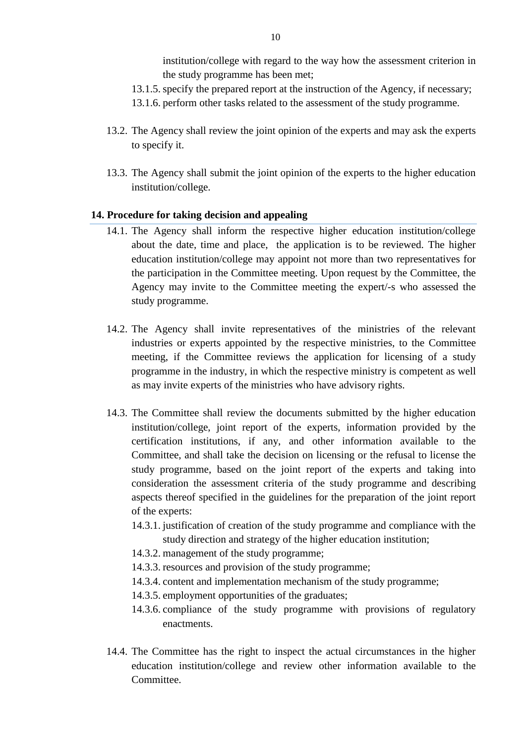institution/college with regard to the way how the assessment criterion in the study programme has been met;

13.1.5. specify the prepared report at the instruction of the Agency, if necessary;

13.1.6. perform other tasks related to the assessment of the study programme.

13.2. The Agency shall review the joint opinion of the experts and may ask the experts to specify it.

13.3. The Agency shall submit the joint opinion of the experts to the higher education institution/college.

## 14. Procedure for taking decision and appealing

14.1. The Agency shall inform the respective higher education institution/college about the date, time and place, the application is to be reviewed. The higher education institution/college may appoint not more than two representatives for the participation in the Committee meeting. Upon request by the Committee, the Agency may invite to the Committee meeting the expert/-s who assessed the study programme.

14.2. The Agency shall invite representatives of the ministries of the relevant industries or experts appointed by the respective ministries, to the Committee meeting, if the Committee reviews the application for licensing of a study programme in the industry, in which the respective ministry is competent as well as may invite experts of the ministries who have advisory rights.

14.3. The Committee shall review the documents submitted by the higher education institution/college, joint report of the experts, information provided by the certification institutions, if any, and other information available to the Committee, and shall take the decision on licensing or the refusal to license the study programme, based on the joint report of the experts and taking into consideration the assessment criteria of the study programme and describing aspects thereof specified in the guidelines for the preparation of the joint report of the experts:

14.3.1. justification of creation of the study programme and compliance with the study direction and strategy of the higher education institution;

14.3.2. management of the study programme;

14.3.3. resources and provision of the study programme;

14.3.4. content and implementation mechanism of the study programme;

14.3.5. employment opportunities of the graduates;

14.3.6. compliance of the study programme with provisions of regulatory enactments.

14.4. The Committee has the right to inspect the actual circumstances in the higher education institution/college and review other information available to the Committee.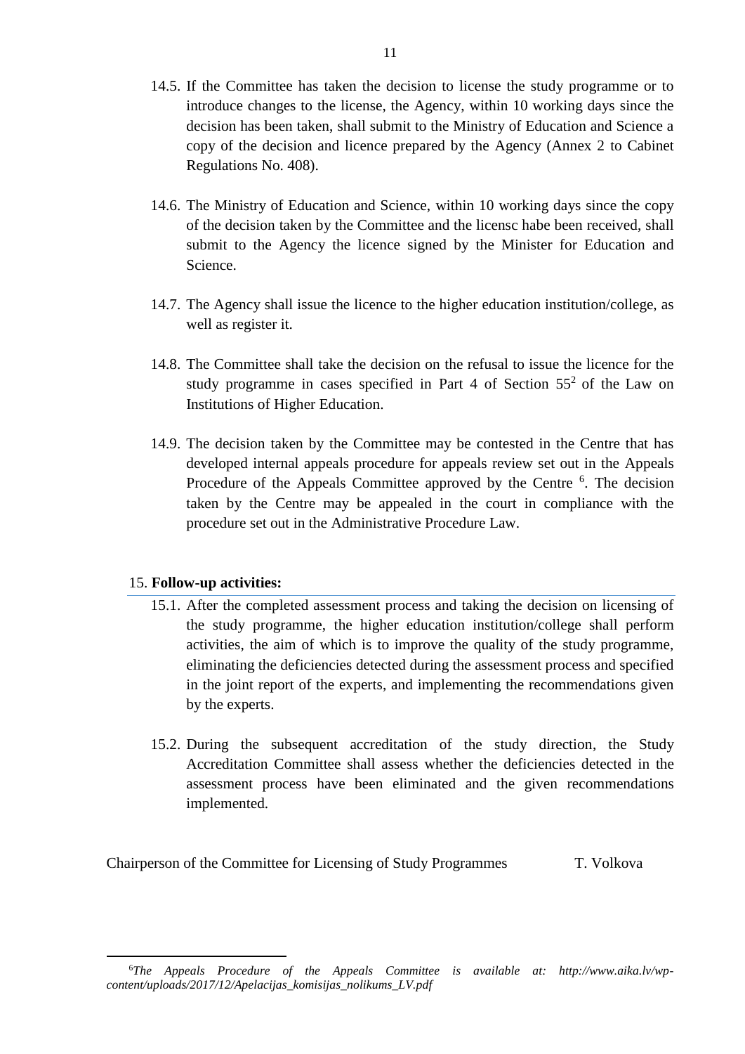14.5. If the Committee has taken the decision to license the study programme or to introduce changes to the license, the Agency, within 10 working days since the decision has been taken, shall submit to the Ministry of Education and Science a copy of the decision and licence prepared by the Agency (Annex 2 to Cabinet Regulations No. 408).

14.6. The Ministry of Education and Science, within 10 working days since the copy of the decision taken by the Committee and the licensc habe been received, shall submit to the Agency the licence signed by the Minister for Education and Science.

14.7. The Agency shall issue the licence to the higher education institution/college, as well as register it.

14.8. The Committee shall take the decision on the refusal to issue the licence for the study programme in cases specified in Part 4 of Section $55^2$ of the Law on Institutions of Higher Education.

14.9. The decision taken by the Committee may be contested in the Centre that has developed internal appeals procedure for appeals review set out in the Appeals Procedure of the Appeals Committee approved by the Centre [6]. The decision taken by the Centre may be appealed in the court in compliance with the procedure set out in the Administrative Procedure Law.

15. **Follow-up activities:**

15.1. After the completed assessment process and taking the decision on licensing of the study programme, the higher education institution/college shall perform activities, the aim of which is to improve the quality of the study programme, eliminating the deficiencies detected during the assessment process and specified in the joint report of the experts, and implementing the recommendations given by the experts.

15.2. During the subsequent accreditation of the study direction, the Study Accreditation Committee shall assess whether the deficiencies detected in the assessment process have been eliminated and the given recommendations implemented.

Chairperson of the Committee for Licensing of Study Programmes T. Volkova

[6] *The Appeals Procedure of the Appeals Committee is available at: http://www.aika.lv/wp-content/uploads/2017/12/Apelacijas_komisijas_nolikums_LV.pdf*